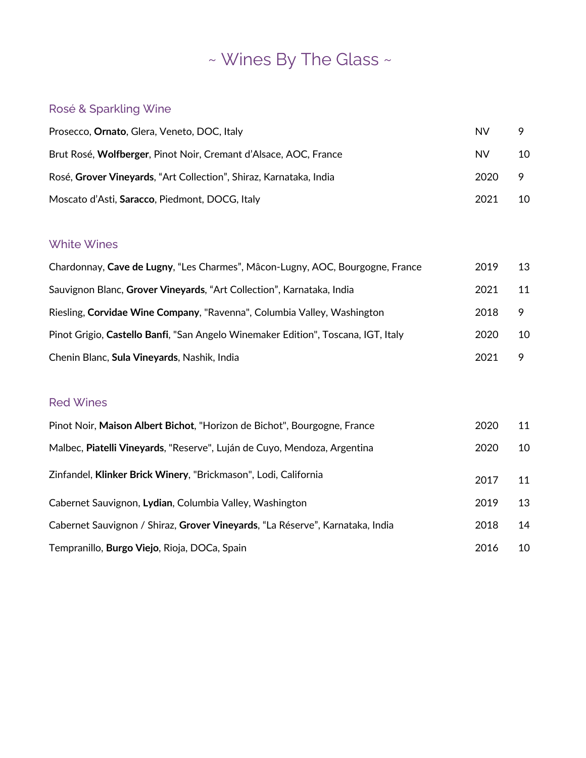# ~ Wines By The Glass ~

## Rosé & Sparkling Wine

| | | |
|---|---|---|
| Prosecco, **Ornato**, Glera, Veneto, DOC, Italy | NV | 9 |
| Brut Rosé, **Wolfberger**, Pinot Noir, Cremant d'Alsace, AOC, France | NV | 10 |
| Rosé, **Grover Vineyards**, "Art Collection", Shiraz, Karnataka, India | 2020 | 9 |
| Moscato d'Asti, **Saracco**, Piedmont, DOCG, Italy | 2021 | 10 |

## White Wines

| | | |
|---|---|---|
| Chardonnay, **Cave de Lugny**, "Les Charmes", Mâcon-Lugny, AOC, Bourgogne, France | 2019 | 13 |
| Sauvignon Blanc, **Grover Vineyards**, "Art Collection", Karnataka, India | 2021 | 11 |
| Riesling, **Corvidae Wine Company**, "Ravenna", Columbia Valley, Washington | 2018 | 9 |
| Pinot Grigio, **Castello Banfi**, "San Angelo Winemaker Edition", Toscana, IGT, Italy | 2020 | 10 |
| Chenin Blanc, **Sula Vineyards**, Nashik, India | 2021 | 9 |

## Red Wines

| | | |
|---|---|---|
| Pinot Noir, **Maison Albert Bichot**, "Horizon de Bichot", Bourgogne, France | 2020 | 11 |
| Malbec, **Piatelli Vineyards**, "Reserve", Luján de Cuyo, Mendoza, Argentina | 2020 | 10 |
| Zinfandel, **Klinker Brick Winery**, "Brickmason", Lodi, California | 2017 | 11 |
| Cabernet Sauvignon, **Lydian**, Columbia Valley, Washington | 2019 | 13 |
| Cabernet Sauvignon / Shiraz, **Grover Vineyards**, "La Réserve", Karnataka, India | 2018 | 14 |
| Tempranillo, **Burgo Viejo**, Rioja, DOCa, Spain | 2016 | 10 |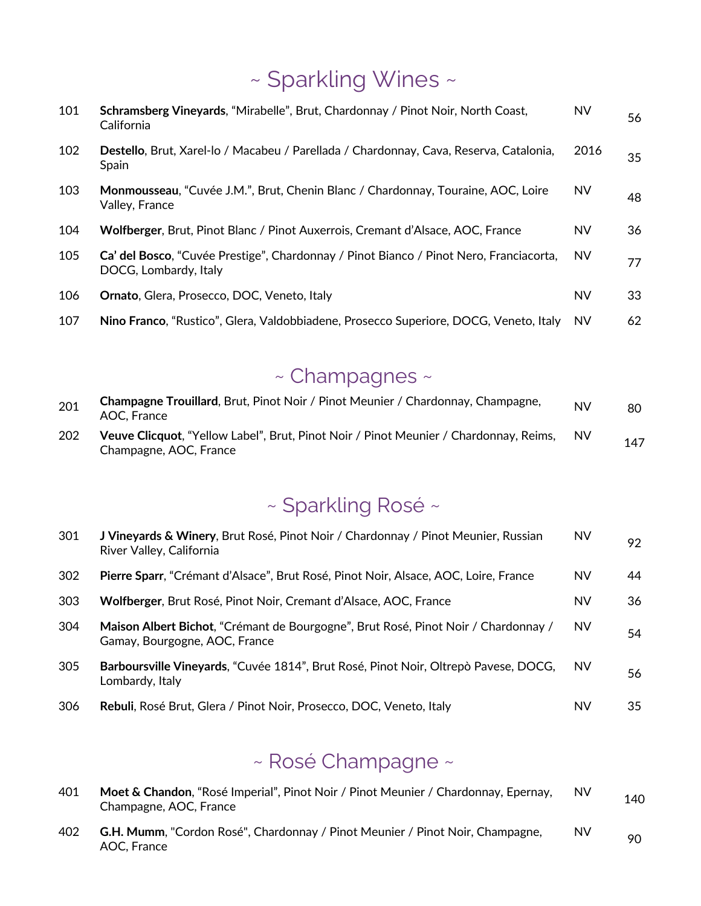## ~ Sparkling Wines ~

| | | | |
|---|---|---|---|
| 101 | **Schramsberg Vineyards**, “Mirabelle”, Brut, Chardonnay / Pinot Noir, North Coast, California | NV | 56 |
| 102 | **Destello**, Brut, Xarel-lo / Macabeu / Parellada / Chardonnay, Cava, Reserva, Catalonia, Spain | 2016 | 35 |
| 103 | **Monmousseau**, “Cuvée J.M.”, Brut, Chenin Blanc / Chardonnay, Touraine, AOC, Loire Valley, France | NV | 48 |
| 104 | **Wolfberger**, Brut, Pinot Blanc / Pinot Auxerrois, Cremant d’Alsace, AOC, France | NV | 36 |
| 105 | **Ca’ del Bosco**, “Cuvée Prestige”, Chardonnay / Pinot Bianco / Pinot Nero, Franciacorta, DOCG, Lombardy, Italy | NV | 77 |
| 106 | **Ornato**, Glera, Prosecco, DOC, Veneto, Italy | NV | 33 |
| 107 | **Nino Franco**, “Rustico”, Glera, Valdobbiadene, Prosecco Superiore, DOCG, Veneto, Italy | NV | 62 |

## ~ Champagnes ~

| | | | |
|---|---|---|---|
| 201 | **Champagne Trouillard**, Brut, Pinot Noir / Pinot Meunier / Chardonnay, Champagne, AOC, France | NV | 80 |
| 202 | **Veuve Clicquot**, “Yellow Label”, Brut, Pinot Noir / Pinot Meunier / Chardonnay, Reims, Champagne, AOC, France | NV | 147 |

## ~ Sparkling Rosé ~

| | | | |
|---|---|---|---|
| 301 | **J Vineyards & Winery**, Brut Rosé, Pinot Noir / Chardonnay / Pinot Meunier, Russian River Valley, California | NV | 92 |
| 302 | **Pierre Sparr**, “Crémant d’Alsace”, Brut Rosé, Pinot Noir, Alsace, AOC, Loire, France | NV | 44 |
| 303 | **Wolfberger**, Brut Rosé, Pinot Noir, Cremant d’Alsace, AOC, France | NV | 36 |
| 304 | **Maison Albert Bichot**, “Crémant de Bourgogne”, Brut Rosé, Pinot Noir / Chardonnay / Gamay, Bourgogne, AOC, France | NV | 54 |
| 305 | **Barboursville Vineyards**, “Cuvée 1814”, Brut Rosé, Pinot Noir, Oltrepò Pavese, DOCG, Lombardy, Italy | NV | 56 |
| 306 | **Rebuli**, Rosé Brut, Glera / Pinot Noir, Prosecco, DOC, Veneto, Italy | NV | 35 |

## ~ Rosé Champagne ~

| | | | |
|---|---|---|---|
| 401 | **Moet & Chandon**, “Rosé Imperial”, Pinot Noir / Pinot Meunier / Chardonnay, Epernay, Champagne, AOC, France | NV | 140 |
| 402 | **G.H. Mumm**, "Cordon Rosé", Chardonnay / Pinot Meunier / Pinot Noir, Champagne, AOC, France | NV | 90 |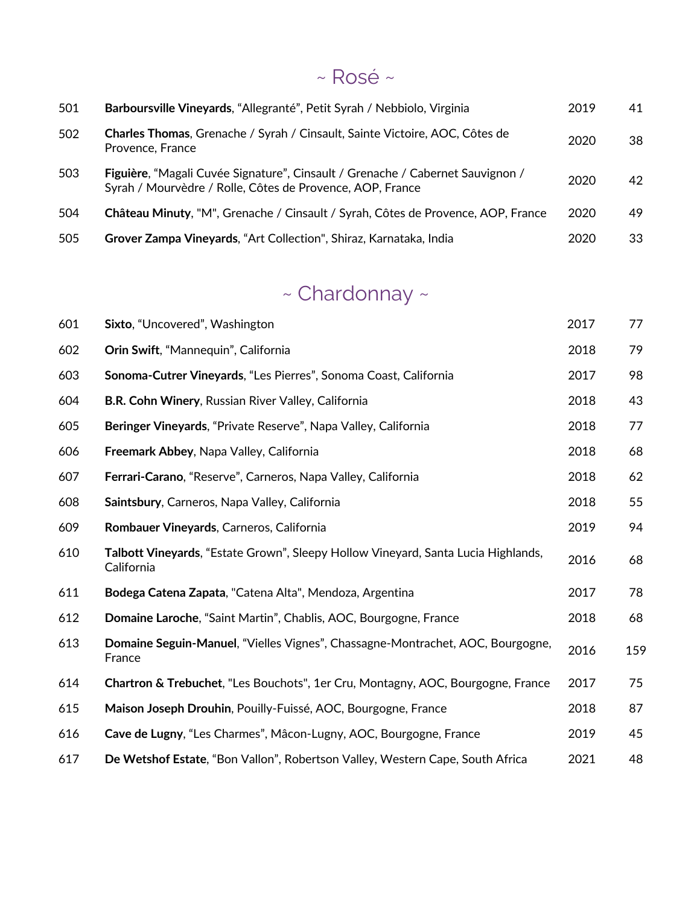## ~ Rosé ~

| | | | |
|---|---|---|---|
| 501 | **Barboursville Vineyards**, "Allegranté", Petit Syrah / Nebbiolo, Virginia | 2019 | 41 |
| 502 | **Charles Thomas**, Grenache / Syrah / Cinsault, Sainte Victoire, AOC, Côtes de Provence, France | 2020 | 38 |
| 503 | **Figuière**, "Magali Cuvée Signature", Cinsault / Grenache / Cabernet Sauvignon / Syrah / Mourvèdre / Rolle, Côtes de Provence, AOP, France | 2020 | 42 |
| 504 | **Château Minuty**, "M", Grenache / Cinsault / Syrah, Côtes de Provence, AOP, France | 2020 | 49 |
| 505 | **Grover Zampa Vineyards**, "Art Collection", Shiraz, Karnataka, India | 2020 | 33 |

## ~ Chardonnay ~

| | | | |
|---|---|---|---|
| 601 | **Sixto**, "Uncovered", Washington | 2017 | 77 |
| 602 | **Orin Swift**, "Mannequin", California | 2018 | 79 |
| 603 | **Sonoma-Cutrer Vineyards**, "Les Pierres", Sonoma Coast, California | 2017 | 98 |
| 604 | **B.R. Cohn Winery**, Russian River Valley, California | 2018 | 43 |
| 605 | **Beringer Vineyards**, "Private Reserve", Napa Valley, California | 2018 | 77 |
| 606 | **Freemark Abbey**, Napa Valley, California | 2018 | 68 |
| 607 | **Ferrari-Carano**, "Reserve", Carneros, Napa Valley, California | 2018 | 62 |
| 608 | **Saintsbury**, Carneros, Napa Valley, California | 2018 | 55 |
| 609 | **Rombauer Vineyards**, Carneros, California | 2019 | 94 |
| 610 | **Talbott Vineyards**, "Estate Grown", Sleepy Hollow Vineyard, Santa Lucia Highlands, California | 2016 | 68 |
| 611 | **Bodega Catena Zapata**, "Catena Alta", Mendoza, Argentina | 2017 | 78 |
| 612 | **Domaine Laroche**, "Saint Martin", Chablis, AOC, Bourgogne, France | 2018 | 68 |
| 613 | **Domaine Seguin-Manuel**, "Vielles Vignes", Chassagne-Montrachet, AOC, Bourgogne, France | 2016 | 159 |
| 614 | **Chartron & Trebuchet**, "Les Bouchots", 1er Cru, Montagny, AOC, Bourgogne, France | 2017 | 75 |
| 615 | **Maison Joseph Drouhin**, Pouilly-Fuissé, AOC, Bourgogne, France | 2018 | 87 |
| 616 | **Cave de Lugny**, "Les Charmes", Mâcon-Lugny, AOC, Bourgogne, France | 2019 | 45 |
| 617 | **De Wetshof Estate**, "Bon Vallon", Robertson Valley, Western Cape, South Africa | 2021 | 48 |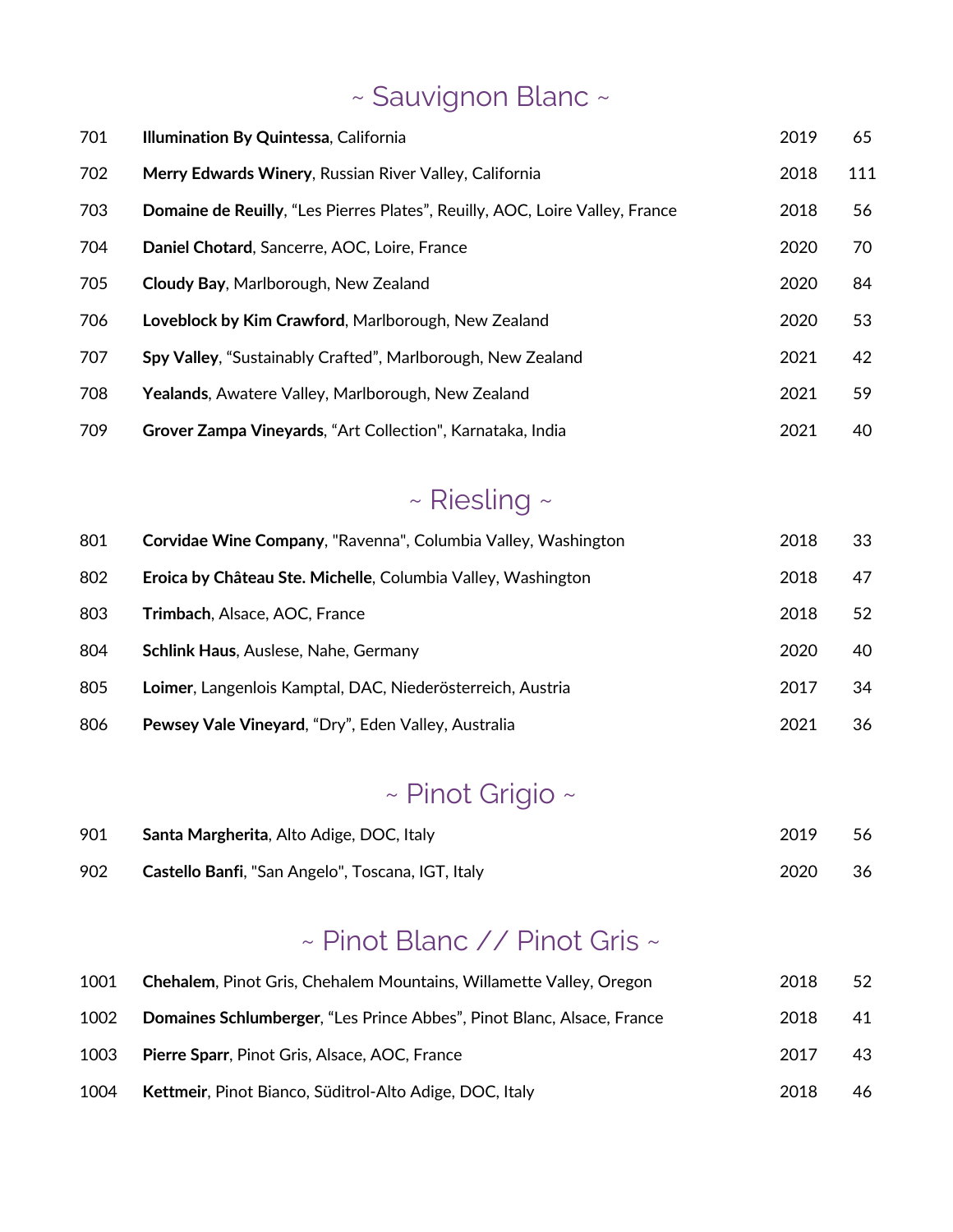## ~ Sauvignon Blanc ~

| | | | |
|---|---|---|---|
| 701 | **Illumination By Quintessa**, California | 2019 | 65 |
| 702 | **Merry Edwards Winery**, Russian River Valley, California | 2018 | 111 |
| 703 | **Domaine de Reuilly**, “Les Pierres Plates”, Reuilly, AOC, Loire Valley, France | 2018 | 56 |
| 704 | **Daniel Chotard**, Sancerre, AOC, Loire, France | 2020 | 70 |
| 705 | **Cloudy Bay**, Marlborough, New Zealand | 2020 | 84 |
| 706 | **Loveblock by Kim Crawford**, Marlborough, New Zealand | 2020 | 53 |
| 707 | **Spy Valley**, “Sustainably Crafted”, Marlborough, New Zealand | 2021 | 42 |
| 708 | **Yealands**, Awatere Valley, Marlborough, New Zealand | 2021 | 59 |
| 709 | **Grover Zampa Vineyards**, “Art Collection", Karnataka, India | 2021 | 40 |

## ~ Riesling ~

| | | | |
|---|---|---|---|
| 801 | **Corvidae Wine Company**, "Ravenna", Columbia Valley, Washington | 2018 | 33 |
| 802 | **Eroica by Château Ste. Michelle**, Columbia Valley, Washington | 2018 | 47 |
| 803 | **Trimbach**, Alsace, AOC, France | 2018 | 52 |
| 804 | **Schlink Haus**, Auslese, Nahe, Germany | 2020 | 40 |
| 805 | **Loimer**, Langenlois Kamptal, DAC, Niederösterreich, Austria | 2017 | 34 |
| 806 | **Pewsey Vale Vineyard**, “Dry”, Eden Valley, Australia | 2021 | 36 |

## ~ Pinot Grigio ~

| | | | |
|---|---|---|---|
| 901 | **Santa Margherita**, Alto Adige, DOC, Italy | 2019 | 56 |
| 902 | **Castello Banfi**, "San Angelo", Toscana, IGT, Italy | 2020 | 36 |

## ~ Pinot Blanc // Pinot Gris ~

| | | | |
|---|---|---|---|
| 1001 | **Chehalem**, Pinot Gris, Chehalem Mountains, Willamette Valley, Oregon | 2018 | 52 |
| 1002 | **Domaines Schlumberger**, “Les Prince Abbes”, Pinot Blanc, Alsace, France | 2018 | 41 |
| 1003 | **Pierre Sparr**, Pinot Gris, Alsace, AOC, France | 2017 | 43 |
| 1004 | **Kettmeir**, Pinot Bianco, Südtirol-Alto Adige, DOC, Italy | 2018 | 46 |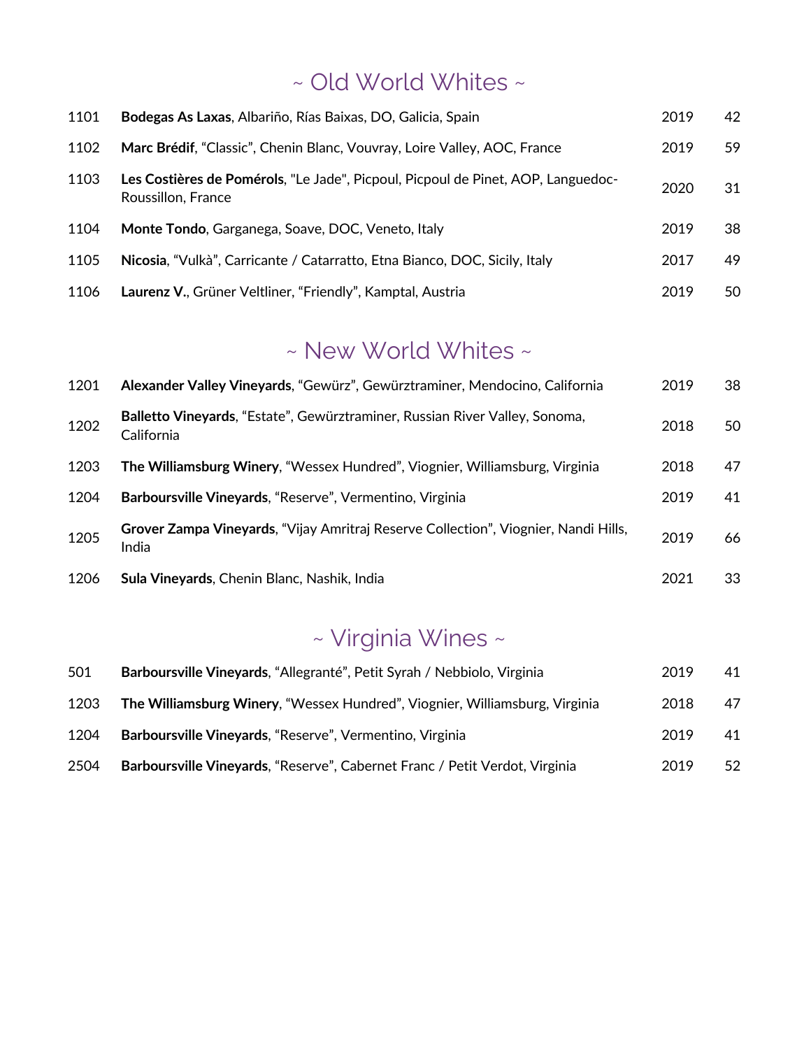## ~ Old World Whites ~

| | | | |
|---|---|---|---|
| 1101 | **Bodegas As Laxas**, Albariño, Rías Baixas, DO, Galicia, Spain | 2019 | 42 |
| 1102 | **Marc Brédif**, “Classic”, Chenin Blanc, Vouvray, Loire Valley, AOC, France | 2019 | 59 |
| 1103 | **Les Costières de Pomérols**, "Le Jade", Picpoul, Picpoul de Pinet, AOP, Languedoc-Roussillon, France | 2020 | 31 |
| 1104 | **Monte Tondo**, Garganega, Soave, DOC, Veneto, Italy | 2019 | 38 |
| 1105 | **Nicosia**, “Vulkà”, Carricante / Catarratto, Etna Bianco, DOC, Sicily, Italy | 2017 | 49 |
| 1106 | **Laurenz V.**, Grüner Veltliner, “Friendly”, Kamptal, Austria | 2019 | 50 |

## ~ New World Whites ~

| | | | |
|---|---|---|---|
| 1201 | **Alexander Valley Vineyards**, “Gewürz”, Gewürztraminer, Mendocino, California | 2019 | 38 |
| 1202 | **Balletto Vineyards**, “Estate”, Gewürztraminer, Russian River Valley, Sonoma, California | 2018 | 50 |
| 1203 | **The Williamsburg Winery**, “Wessex Hundred”, Viognier, Williamsburg, Virginia | 2018 | 47 |
| 1204 | **Barboursville Vineyards**, “Reserve”, Vermentino, Virginia | 2019 | 41 |
| 1205 | **Grover Zampa Vineyards**, “Vijay Amritraj Reserve Collection”, Viognier, Nandi Hills, India | 2019 | 66 |
| 1206 | **Sula Vineyards**, Chenin Blanc, Nashik, India | 2021 | 33 |

## ~ Virginia Wines ~

| | | | |
|---|---|---|---|
| 501 | **Barboursville Vineyards**, “Allegranté”, Petit Syrah / Nebbiolo, Virginia | 2019 | 41 |
| 1203 | **The Williamsburg Winery**, “Wessex Hundred”, Viognier, Williamsburg, Virginia | 2018 | 47 |
| 1204 | **Barboursville Vineyards**, “Reserve”, Vermentino, Virginia | 2019 | 41 |
| 2504 | **Barboursville Vineyards**, “Reserve”, Cabernet Franc / Petit Verdot, Virginia | 2019 | 52 |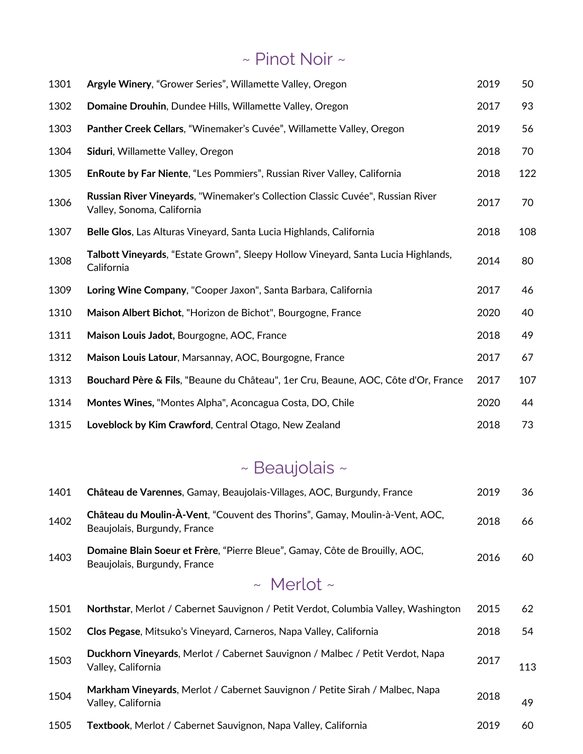## ~ Pinot Noir ~

| | | | |
|---|---|---|---|
| 1301 | **Argyle Winery**, “Grower Series”, Willamette Valley, Oregon | 2019 | 50 |
| 1302 | **Domaine Drouhin**, Dundee Hills, Willamette Valley, Oregon | 2017 | 93 |
| 1303 | **Panther Creek Cellars**, “Winemaker’s Cuvée”, Willamette Valley, Oregon | 2019 | 56 |
| 1304 | **Siduri**, Willamette Valley, Oregon | 2018 | 70 |
| 1305 | **EnRoute by Far Niente**, “Les Pommiers”, Russian River Valley, California | 2018 | 122 |
| 1306 | **Russian River Vineyards**, "Winemaker's Collection Classic Cuvée", Russian River Valley, Sonoma, California | 2017 | 70 |
| 1307 | **Belle Glos**, Las Alturas Vineyard, Santa Lucia Highlands, California | 2018 | 108 |
| 1308 | **Talbott Vineyards**, “Estate Grown”, Sleepy Hollow Vineyard, Santa Lucia Highlands, California | 2014 | 80 |
| 1309 | **Loring Wine Company**, "Cooper Jaxon", Santa Barbara, California | 2017 | 46 |
| 1310 | **Maison Albert Bichot**, "Horizon de Bichot", Bourgogne, France | 2020 | 40 |
| 1311 | **Maison Louis Jadot**, Bourgogne, AOC, France | 2018 | 49 |
| 1312 | **Maison Louis Latour**, Marsannay, AOC, Bourgogne, France | 2017 | 67 |
| 1313 | **Bouchard Père & Fils**, "Beaune du Château", 1er Cru, Beaune, AOC, Côte d'Or, France | 2017 | 107 |
| 1314 | **Montes Wines**, "Montes Alpha", Aconcagua Costa, DO, Chile | 2020 | 44 |
| 1315 | **Loveblock by Kim Crawford**, Central Otago, New Zealand | 2018 | 73 |

## ~ Beaujolais ~

| | | | |
|---|---|---|---|
| 1401 | **Château de Varennes**, Gamay, Beaujolais-Villages, AOC, Burgundy, France | 2019 | 36 |
| 1402 | **Château du Moulin-À-Vent**, “Couvent des Thorins”, Gamay, Moulin-à-Vent, AOC, Beaujolais, Burgundy, France | 2018 | 66 |
| 1403 | **Domaine Blain Soeur et Frère**, “Pierre Bleue”, Gamay, Côte de Brouilly, AOC, Beaujolais, Burgundy, France | 2016 | 60 |

## ~ Merlot ~

| | | | |
|---|---|---|---|
| 1501 | **Northstar**, Merlot / Cabernet Sauvignon / Petit Verdot, Columbia Valley, Washington | 2015 | 62 |
| 1502 | **Clos Pegase**, Mitsuko’s Vineyard, Carneros, Napa Valley, California | 2018 | 54 |
| 1503 | **Duckhorn Vineyards**, Merlot / Cabernet Sauvignon / Malbec / Petit Verdot, Napa Valley, California | 2017 | 113 |
| 1504 | **Markham Vineyards**, Merlot / Cabernet Sauvignon / Petite Sirah / Malbec, Napa Valley, California | 2018 | 49 |
| 1505 | **Textbook**, Merlot / Cabernet Sauvignon, Napa Valley, California | 2019 | 60 |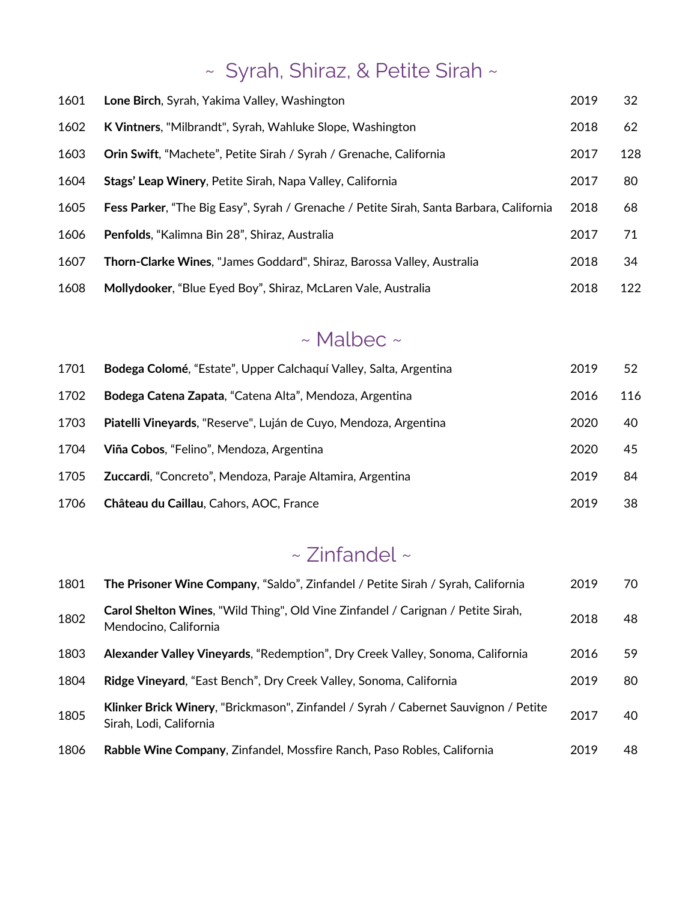## ~ Syrah, Shiraz, & Petite Sirah ~

| | | | |
|---|---|---|---|
| 1601 | **Lone Birch**, Syrah, Yakima Valley, Washington | 2019 | 32 |
| 1602 | **K Vintners**, "Milbrandt", Syrah, Wahluke Slope, Washington | 2018 | 62 |
| 1603 | **Orin Swift**, “Machete”, Petite Sirah / Syrah / Grenache, California | 2017 | 128 |
| 1604 | **Stags’ Leap Winery**, Petite Sirah, Napa Valley, California | 2017 | 80 |
| 1605 | **Fess Parker**, “The Big Easy”, Syrah / Grenache / Petite Sirah, Santa Barbara, California | 2018 | 68 |
| 1606 | **Penfolds**, “Kalimna Bin 28”, Shiraz, Australia | 2017 | 71 |
| 1607 | **Thorn-Clarke Wines**, "James Goddard", Shiraz, Barossa Valley, Australia | 2018 | 34 |
| 1608 | **Mollydooker**, “Blue Eyed Boy”, Shiraz, McLaren Vale, Australia | 2018 | 122 |

## ~ Malbec ~

| | | | |
|---|---|---|---|
| 1701 | **Bodega Colomé**, “Estate”, Upper Calchaquí Valley, Salta, Argentina | 2019 | 52 |
| 1702 | **Bodega Catena Zapata**, “Catena Alta”, Mendoza, Argentina | 2016 | 116 |
| 1703 | **Piatelli Vineyards**, "Reserve", Luján de Cuyo, Mendoza, Argentina | 2020 | 40 |
| 1704 | **Viña Cobos**, “Felino”, Mendoza, Argentina | 2020 | 45 |
| 1705 | **Zuccardi**, “Concreto”, Mendoza, Paraje Altamira, Argentina | 2019 | 84 |
| 1706 | **Château du Caillau**, Cahors, AOC, France | 2019 | 38 |

## ~ Zinfandel ~

| | | | |
|---|---|---|---|
| 1801 | **The Prisoner Wine Company**, “Saldo”, Zinfandel / Petite Sirah / Syrah, California | 2019 | 70 |
| 1802 | **Carol Shelton Wines**, "Wild Thing", Old Vine Zinfandel / Carignan / Petite Sirah, Mendocino, California | 2018 | 48 |
| 1803 | **Alexander Valley Vineyards**, “Redemption”, Dry Creek Valley, Sonoma, California | 2016 | 59 |
| 1804 | **Ridge Vineyard**, “East Bench”, Dry Creek Valley, Sonoma, California | 2019 | 80 |
| 1805 | **Klinker Brick Winery**, "Brickmason", Zinfandel / Syrah / Cabernet Sauvignon / Petite Sirah, Lodi, California | 2017 | 40 |
| 1806 | **Rabble Wine Company**, Zinfandel, Mossfire Ranch, Paso Robles, California | 2019 | 48 |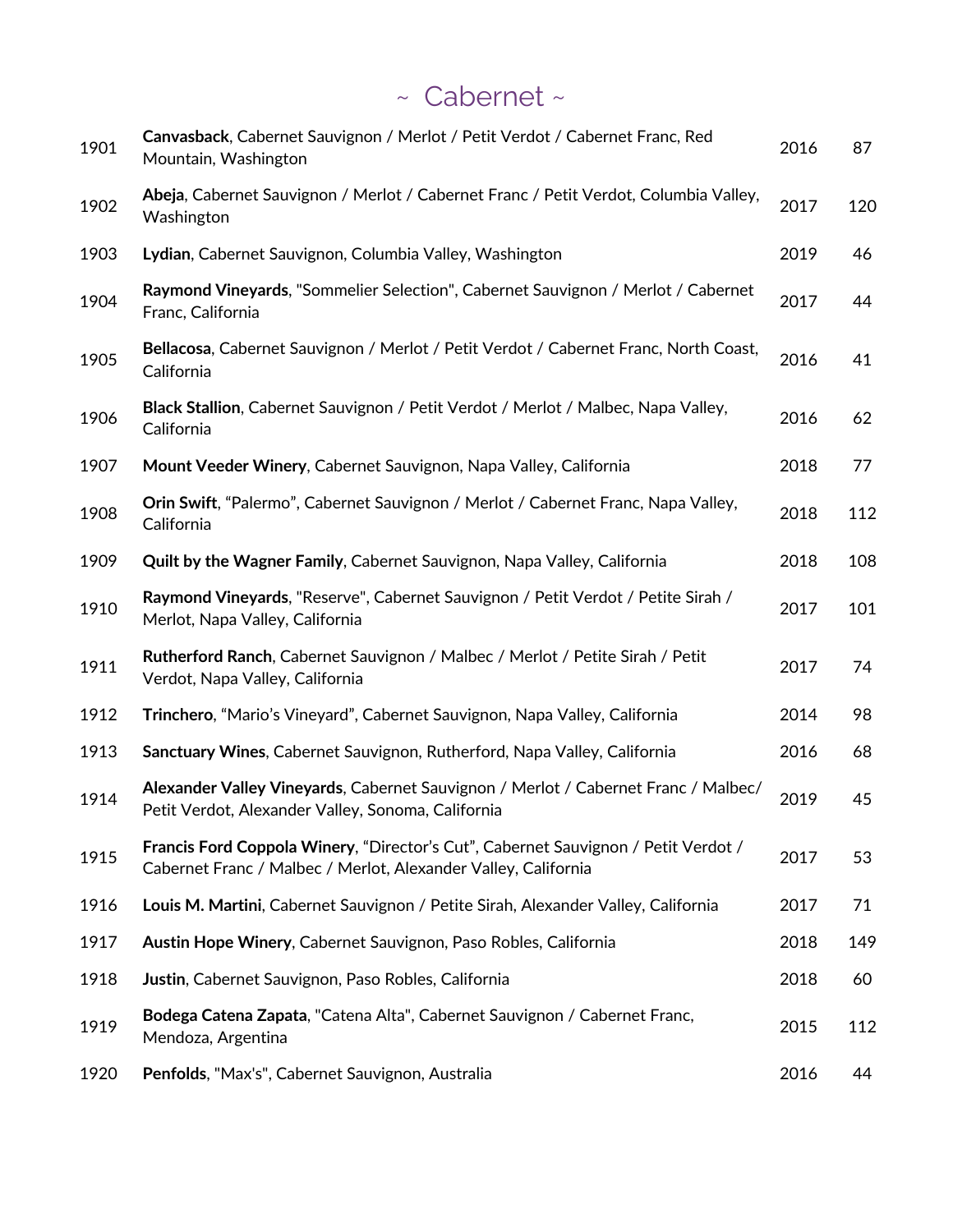# ~ Cabernet ~

| | | | |
|---|---|---|---|
| 1901 | **Canvasback**, Cabernet Sauvignon / Merlot / Petit Verdot / Cabernet Franc, Red Mountain, Washington | 2016 | 87 |
| 1902 | **Abeja**, Cabernet Sauvignon / Merlot / Cabernet Franc / Petit Verdot, Columbia Valley, Washington | 2017 | 120 |
| 1903 | **Lydian**, Cabernet Sauvignon, Columbia Valley, Washington | 2019 | 46 |
| 1904 | **Raymond Vineyards**, "Sommelier Selection", Cabernet Sauvignon / Merlot / Cabernet Franc, California | 2017 | 44 |
| 1905 | **Bellacosa**, Cabernet Sauvignon / Merlot / Petit Verdot / Cabernet Franc, North Coast, California | 2016 | 41 |
| 1906 | **Black Stallion**, Cabernet Sauvignon / Petit Verdot / Merlot / Malbec, Napa Valley, California | 2016 | 62 |
| 1907 | **Mount Veeder Winery**, Cabernet Sauvignon, Napa Valley, California | 2018 | 77 |
| 1908 | **Orin Swift**, "Palermo", Cabernet Sauvignon / Merlot / Cabernet Franc, Napa Valley, California | 2018 | 112 |
| 1909 | **Quilt by the Wagner Family**, Cabernet Sauvignon, Napa Valley, California | 2018 | 108 |
| 1910 | **Raymond Vineyards**, "Reserve", Cabernet Sauvignon / Petit Verdot / Petite Sirah / Merlot, Napa Valley, California | 2017 | 101 |
| 1911 | **Rutherford Ranch**, Cabernet Sauvignon / Malbec / Merlot / Petite Sirah / Petit Verdot, Napa Valley, California | 2017 | 74 |
| 1912 | **Trinchero**, "Mario's Vineyard", Cabernet Sauvignon, Napa Valley, California | 2014 | 98 |
| 1913 | **Sanctuary Wines**, Cabernet Sauvignon, Rutherford, Napa Valley, California | 2016 | 68 |
| 1914 | **Alexander Valley Vineyards**, Cabernet Sauvignon / Merlot / Cabernet Franc / Malbec/ Petit Verdot, Alexander Valley, Sonoma, California | 2019 | 45 |
| 1915 | **Francis Ford Coppola Winery**, "Director's Cut", Cabernet Sauvignon / Petit Verdot / Cabernet Franc / Malbec / Merlot, Alexander Valley, California | 2017 | 53 |
| 1916 | **Louis M. Martini**, Cabernet Sauvignon / Petite Sirah, Alexander Valley, California | 2017 | 71 |
| 1917 | **Austin Hope Winery**, Cabernet Sauvignon, Paso Robles, California | 2018 | 149 |
| 1918 | **Justin**, Cabernet Sauvignon, Paso Robles, California | 2018 | 60 |
| 1919 | **Bodega Catena Zapata**, "Catena Alta", Cabernet Sauvignon / Cabernet Franc, Mendoza, Argentina | 2015 | 112 |
| 1920 | **Penfolds**, "Max's", Cabernet Sauvignon, Australia | 2016 | 44 |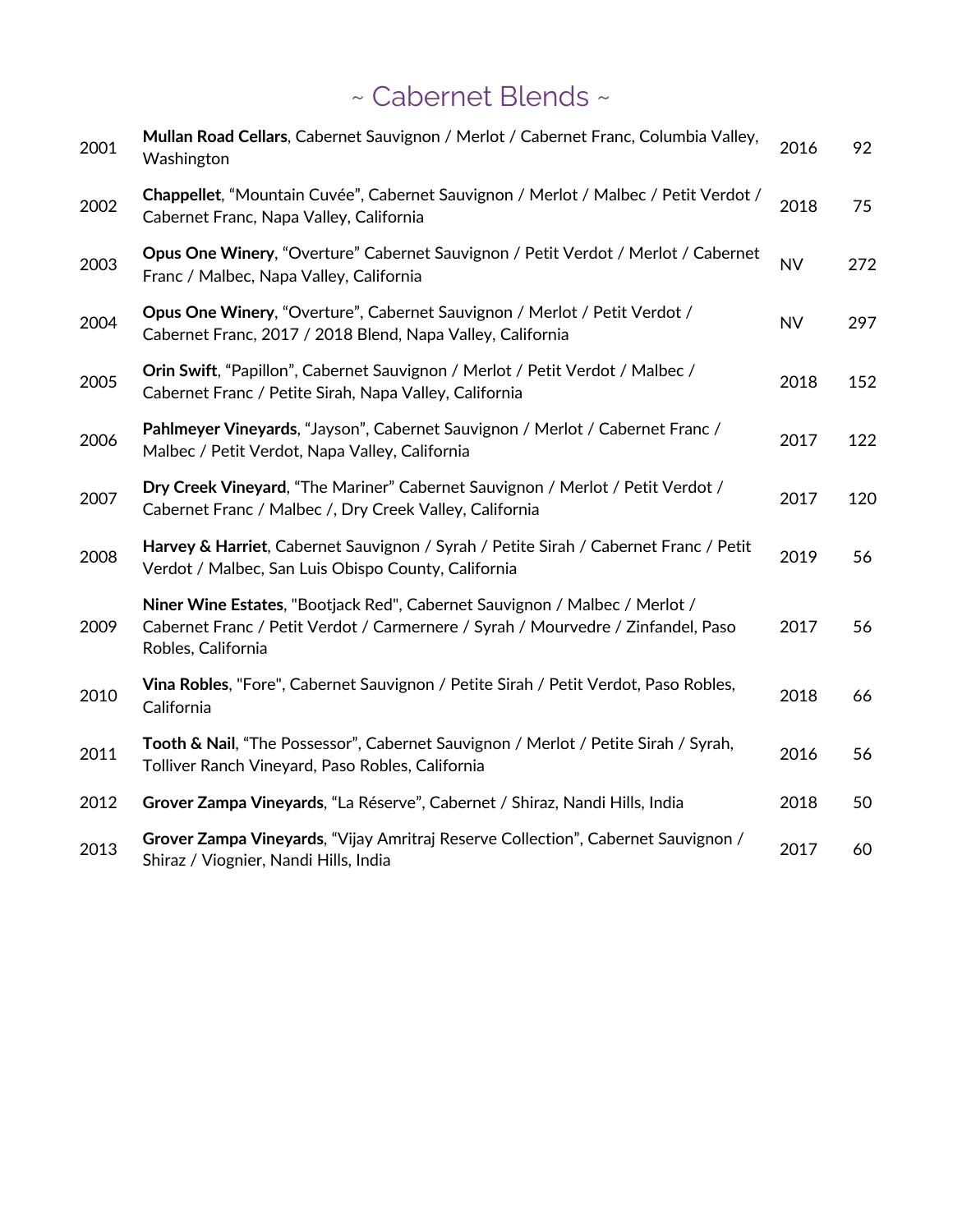# ~ Cabernet Blends ~

| | | | |
|---|---|---|---|
| 2001 | **Mullan Road Cellars**, Cabernet Sauvignon / Merlot / Cabernet Franc, Columbia Valley, Washington | 2016 | 92 |
| 2002 | **Chappellet**, “Mountain Cuvée”, Cabernet Sauvignon / Merlot / Malbec / Petit Verdot / Cabernet Franc, Napa Valley, California | 2018 | 75 |
| 2003 | **Opus One Winery**, “Overture” Cabernet Sauvignon / Petit Verdot / Merlot / Cabernet Franc / Malbec, Napa Valley, California | NV | 272 |
| 2004 | **Opus One Winery**, “Overture”, Cabernet Sauvignon / Merlot / Petit Verdot / Cabernet Franc, 2017 / 2018 Blend, Napa Valley, California | NV | 297 |
| 2005 | **Orin Swift**, “Papillon”, Cabernet Sauvignon / Merlot / Petit Verdot / Malbec / Cabernet Franc / Petite Sirah, Napa Valley, California | 2018 | 152 |
| 2006 | **Pahlmeyer Vineyards**, “Jayson”, Cabernet Sauvignon / Merlot / Cabernet Franc / Malbec / Petit Verdot, Napa Valley, California | 2017 | 122 |
| 2007 | **Dry Creek Vineyard**, “The Mariner” Cabernet Sauvignon / Merlot / Petit Verdot / Cabernet Franc / Malbec /, Dry Creek Valley, California | 2017 | 120 |
| 2008 | **Harvey & Harriet**, Cabernet Sauvignon / Syrah / Petite Sirah / Cabernet Franc / Petit Verdot / Malbec, San Luis Obispo County, California | 2019 | 56 |
| 2009 | **Niner Wine Estates**, "Bootjack Red", Cabernet Sauvignon / Malbec / Merlot / Cabernet Franc / Petit Verdot / Carmernere / Syrah / Mourvedre / Zinfandel, Paso Robles, California | 2017 | 56 |
| 2010 | **Vina Robles**, "Fore", Cabernet Sauvignon / Petite Sirah / Petit Verdot, Paso Robles, California | 2018 | 66 |
| 2011 | **Tooth & Nail**, “The Possessor”, Cabernet Sauvignon / Merlot / Petite Sirah / Syrah, Tolliver Ranch Vineyard, Paso Robles, California | 2016 | 56 |
| 2012 | **Grover Zampa Vineyards**, “La Réserve”, Cabernet / Shiraz, Nandi Hills, India | 2018 | 50 |
| 2013 | **Grover Zampa Vineyards**, “Vijay Amritraj Reserve Collection”, Cabernet Sauvignon / Shiraz / Viognier, Nandi Hills, India | 2017 | 60 |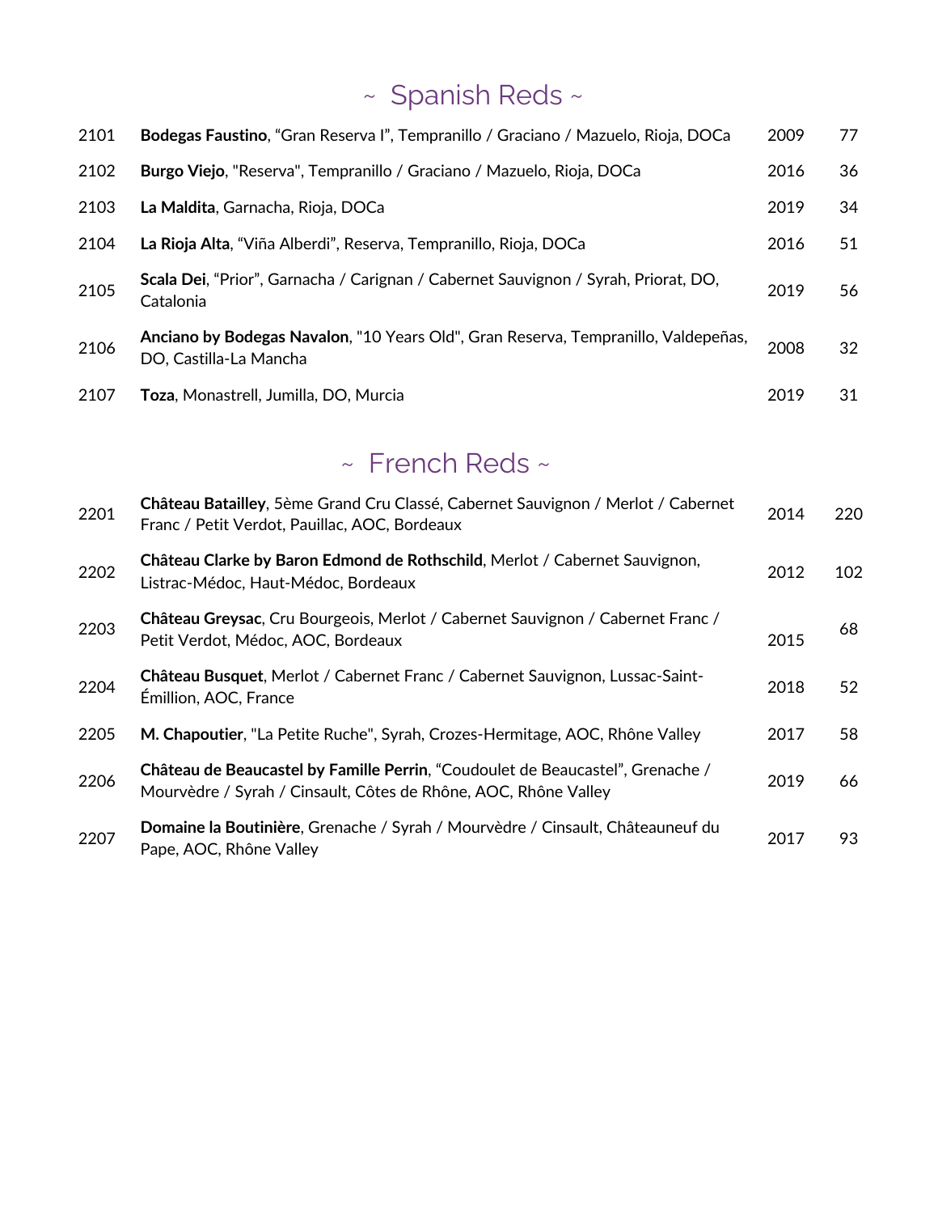## ~ Spanish Reds ~

| | | | |
|---|---|---|---|
| 2101 | **Bodegas Faustino**, “Gran Reserva I”, Tempranillo / Graciano / Mazuelo, Rioja, DOCa | 2009 | 77 |
| 2102 | **Burgo Viejo**, "Reserva", Tempranillo / Graciano / Mazuelo, Rioja, DOCa | 2016 | 36 |
| 2103 | **La Maldita**, Garnacha, Rioja, DOCa | 2019 | 34 |
| 2104 | **La Rioja Alta**, “Viña Alberdi”, Reserva, Tempranillo, Rioja, DOCa | 2016 | 51 |
| 2105 | **Scala Dei**, “Prior”, Garnacha / Carignan / Cabernet Sauvignon / Syrah, Priorat, DO, Catalonia | 2019 | 56 |
| 2106 | **Anciano by Bodegas Navalon**, "10 Years Old", Gran Reserva, Tempranillo, Valdepeñas, DO, Castilla-La Mancha | 2008 | 32 |
| 2107 | **Toza**, Monastrell, Jumilla, DO, Murcia | 2019 | 31 |

## ~ French Reds ~

| | | | |
|---|---|---|---|
| 2201 | **Château Batailley**, 5ème Grand Cru Classé, Cabernet Sauvignon / Merlot / Cabernet Franc / Petit Verdot, Pauillac, AOC, Bordeaux | 2014 | 220 |
| 2202 | **Château Clarke by Baron Edmond de Rothschild**, Merlot / Cabernet Sauvignon, Listrac-Médoc, Haut-Médoc, Bordeaux | 2012 | 102 |
| 2203 | **Château Greysac**, Cru Bourgeois, Merlot / Cabernet Sauvignon / Cabernet Franc / Petit Verdot, Médoc, AOC, Bordeaux | 2015 | 68 |
| 2204 | **Château Busquet**, Merlot / Cabernet Franc / Cabernet Sauvignon, Lussac-Saint-Émillion, AOC, France | 2018 | 52 |
| 2205 | **M. Chapoutier**, "La Petite Ruche", Syrah, Crozes-Hermitage, AOC, Rhône Valley | 2017 | 58 |
| 2206 | **Château de Beaucastel by Famille Perrin**, “Coudoulet de Beaucastel”, Grenache / Mourvèdre / Syrah / Cinsault, Côtes de Rhône, AOC, Rhône Valley | 2019 | 66 |
| 2207 | **Domaine la Boutinière**, Grenache / Syrah / Mourvèdre / Cinsault, Châteauneuf du Pape, AOC, Rhône Valley | 2017 | 93 |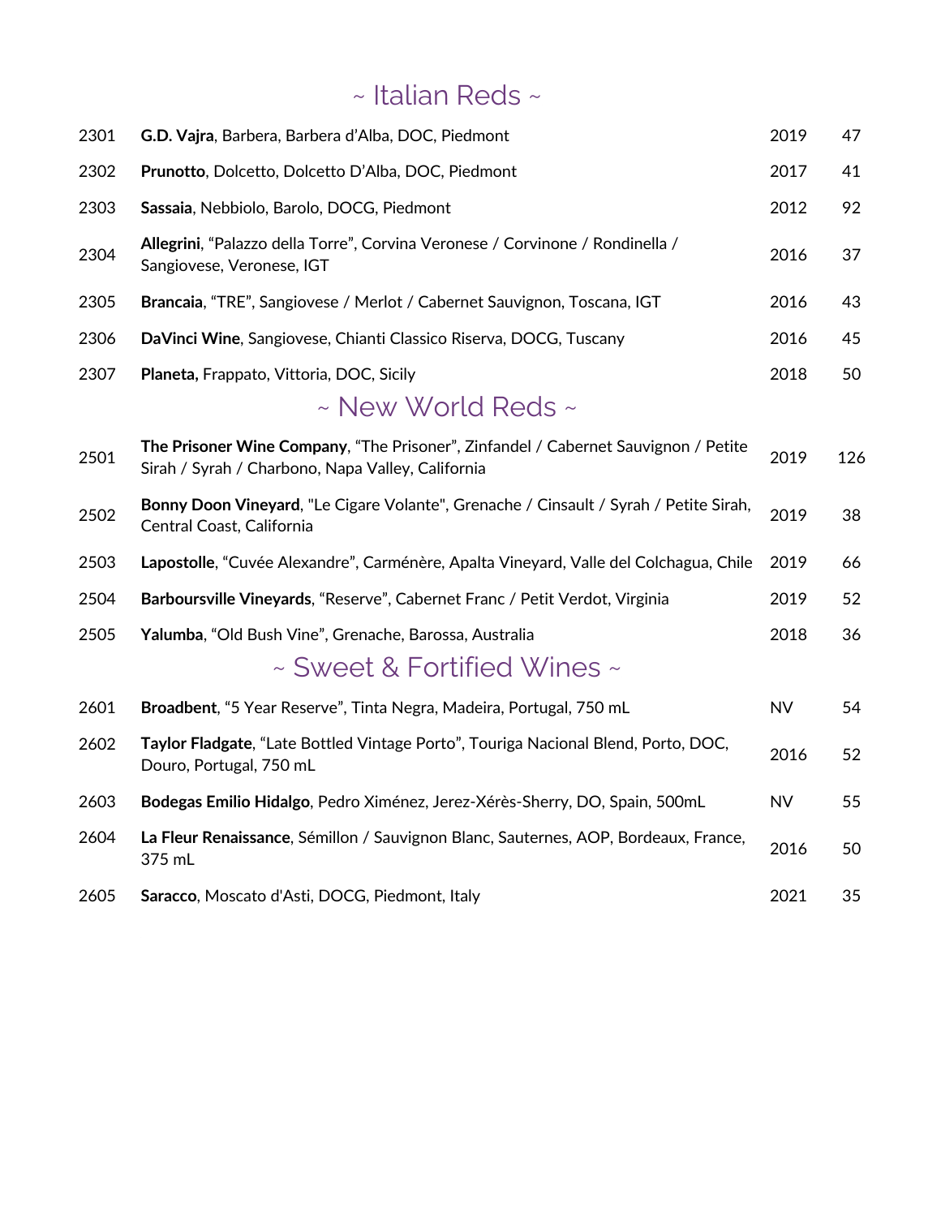## ~ Italian Reds ~

| | | | |
|---|---|---|---|
| 2301 | **G.D. Vajra**, Barbera, Barbera d'Alba, DOC, Piedmont | 2019 | 47 |
| 2302 | **Prunotto**, Dolcetto, Dolcetto D'Alba, DOC, Piedmont | 2017 | 41 |
| 2303 | **Sassaia**, Nebbiolo, Barolo, DOCG, Piedmont | 2012 | 92 |
| 2304 | **Allegrini**, "Palazzo della Torre", Corvina Veronese / Corvinone / Rondinella / Sangiovese, Veronese, IGT | 2016 | 37 |
| 2305 | **Brancaia**, "TRE", Sangiovese / Merlot / Cabernet Sauvignon, Toscana, IGT | 2016 | 43 |
| 2306 | **DaVinci Wine**, Sangiovese, Chianti Classico Riserva, DOCG, Tuscany | 2016 | 45 |
| 2307 | **Planeta,** Frappato, Vittoria, DOC, Sicily | 2018 | 50 |

## ~ New World Reds ~

| | | | |
|---|---|---|---|
| 2501 | **The Prisoner Wine Company**, "The Prisoner", Zinfandel / Cabernet Sauvignon / Petite Sirah / Syrah / Charbono, Napa Valley, California | 2019 | 126 |
| 2502 | **Bonny Doon Vineyard**, "Le Cigare Volante", Grenache / Cinsault / Syrah / Petite Sirah, Central Coast, California | 2019 | 38 |
| 2503 | **Lapostolle**, "Cuvée Alexandre", Carménère, Apalta Vineyard, Valle del Colchagua, Chile | 2019 | 66 |
| 2504 | **Barboursville Vineyards**, "Reserve", Cabernet Franc / Petit Verdot, Virginia | 2019 | 52 |
| 2505 | **Yalumba**, "Old Bush Vine", Grenache, Barossa, Australia | 2018 | 36 |

## ~ Sweet & Fortified Wines ~

| | | | |
|---|---|---|---|
| 2601 | **Broadbent**, "5 Year Reserve", Tinta Negra, Madeira, Portugal, 750 mL | NV | 54 |
| 2602 | **Taylor Fladgate**, "Late Bottled Vintage Porto", Touriga Nacional Blend, Porto, DOC, Douro, Portugal, 750 mL | 2016 | 52 |
| 2603 | **Bodegas Emilio Hidalgo**, Pedro Ximénez, Jerez-Xérès-Sherry, DO, Spain, 500mL | NV | 55 |
| 2604 | **La Fleur Renaissance**, Sémillon / Sauvignon Blanc, Sauternes, AOP, Bordeaux, France, 375 mL | 2016 | 50 |
| 2605 | **Saracco**, Moscato d'Asti, DOCG, Piedmont, Italy | 2021 | 35 |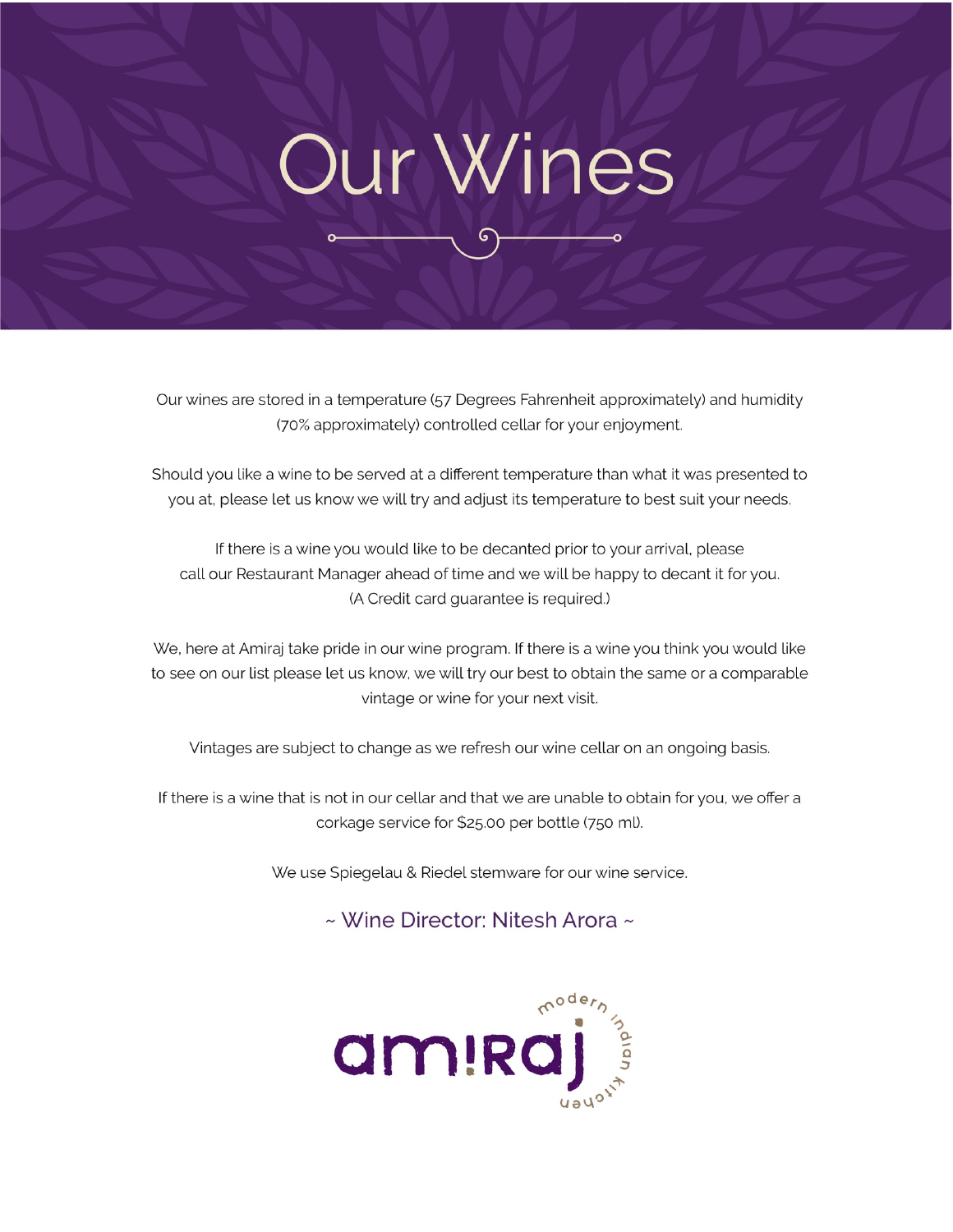# Our Wines

Our wines are stored in a temperature (57 Degrees Fahrenheit approximately) and humidity (70% approximately) controlled cellar for your enjoyment.

Should you like a wine to be served at a different temperature than what it was presented to you at, please let us know we will try and adjust its temperature to best suit your needs.

If there is a wine you would like to be decanted prior to your arrival, please call our Restaurant Manager ahead of time and we will be happy to decant it for you. (A Credit card guarantee is required.)

We, here at Amiraj take pride in our wine program. If there is a wine you think you would like to see on our list please let us know, we will try our best to obtain the same or a comparable vintage or wine for your next visit.

Vintages are subject to change as we refresh our wine cellar on an ongoing basis.

If there is a wine that is not in our cellar and that we are unable to obtain for you, we offer a corkage service for $25.00 per bottle (750 ml).

We use Spiegelau & Riedel stemware for our wine service.

~ Wine Director: Nitesh Arora ~

amiraj modern indian kitchen